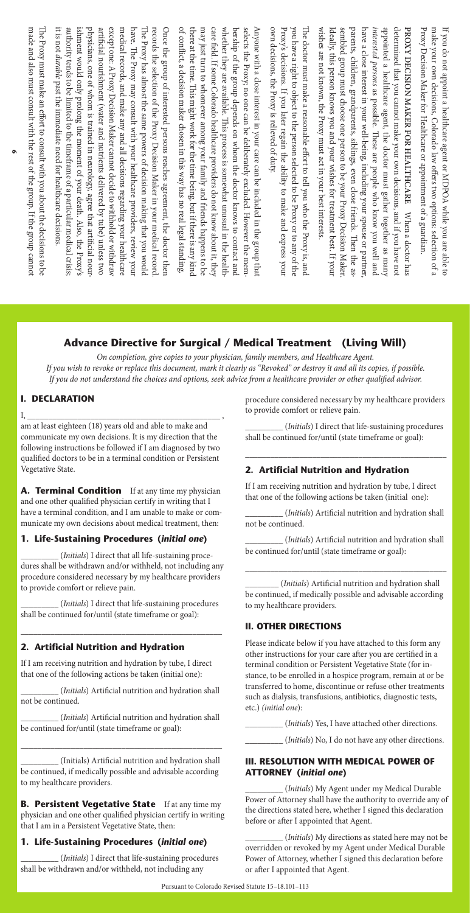If you do not appoint a healthcare agent or MDPOA while you are able to make your own decisions, Colorado law offers two options: selection of a Proxy Decision Maker for Healthcare or appointment of a guardian.

**PROXY DECISION MAKER FOR HEALTHCARE** When a doctor has determined that you cannot make your own decisions, and if you have not appointed a healthcare agent, the doctor must gather together as many *interested persons* as possible. These are people who know you well and have a close interest in your well-being, including your spouse or partner, parents, children, grandparents, siblings, even close friends. Then the assembled group must choose one person to be your Proxy Decision Maker. Ideally, this person knows you and your wishes for treatment best. If your wishes are not known, the Proxy must act in your best interests.

The doctor must make a reasonable effort to tell you who the Proxy is, and you have a right to object to the person selected to be Proxy or to any of the Proxy's decisions. If you later regain the ability to make and express your own decisions, the Proxy is relieved of duty.

Anyone with a close interest in your care can be included in the group that selects the Proxy; no one can be deliberately excluded. However the membership of the group depends on whom the doctor knows to contact and whether they are available. This process is somewhat unusual in the healthcare field. If some Colorado healthcare providers do not know about it, they may just turn to whomever among your family and friends happens to be there at the time. This might work for the time being, but if there is any kind of conflict, a decision maker chosen in this way has no real legal standing.

Once the group of interested persons reaches agreement, the doctor then records the selection of the Proxy Decision Maker in your medical record. The Proxy has almost the same powers of decision making that you would have. The Proxy may consult with your healthcare providers, review your medical records, and make any and all decisions regarding your healthcare except one: A Proxy Decision Maker cannot decide to withhold or withdraw artificial nourishment (water and nutrients delivered by tube) unless two physicians, one of whom is trained in neurology, agree that artificial nourishment would only prolong the moment of your death. Also, the Proxy's authority tends to be limited to the timeframe of a particular medical crisis; it is not *durable* past the immediate need for healthcare decisions.

The Proxy must make an effort to consult with you about the decisions to be made and also must consult with the rest of the group. If the group cannot

## Advance Directive for Surgical / Medical Treatment (Living Will)

*On completion, give copies to your physician, family members, and Healthcare Agent.*
*If you wish to revoke or replace this document, mark it clearly as "Revoked" or destroy it and all its copies, if possible.*
*If you do not understand the choices and options, seek advice from a healthcare provider or other qualified advisor.*

### I. DECLARATION

I, ______________________________________________ ,
am at least eighteen (18) years old and able to make and communicate my own decisions. It is my direction that the following instructions be followed if I am diagnosed by two qualified doctors to be in a terminal condition or Persistent Vegetative State.

**A. Terminal Condition** If at any time my physician and one other qualified physician certify in writing that I have a terminal condition, and I am unable to make or communicate my own decisions about medical treatment, then:

#### 1. Life-Sustaining Procedures (*initial one*)

_________ (*Initials*) I direct that all life-sustaining procedures shall be withdrawn and/or withheld, not including any procedure considered necessary by my healthcare providers to provide comfort or relieve pain.

_________ (*Initials*) I direct that life-sustaining procedures shall be continued for/until (state timeframe or goal):

______________________________________________

#### 2. Artificial Nutrition and Hydration

If I am receiving nutrition and hydration by tube, I direct that one of the following actions be taken (initial one):

_________ (*Initials*) Artificial nutrition and hydration shall not be continued.

_________ (*Initials*) Artificial nutrition and hydration shall be continued for/until (state timeframe or goal):

______________________________________________

_________ (Initials) Artificial nutrition and hydration shall be continued, if medically possible and advisable according to my healthcare providers.

**B. Persistent Vegetative State** If at any time my physician and one other qualified physician certify in writing that I am in a Persistent Vegetative State, then:

#### 1. Life-Sustaining Procedures (*initial one*)

_________ (*Initials*) I direct that life-sustaining procedures shall be withdrawn and/or withheld, not including any procedure considered necessary by my healthcare providers to provide comfort or relieve pain.

_________ (*Initials*) I direct that life-sustaining procedures shall be continued for/until (state timeframe or goal):

______________________________________________

#### 2. Artificial Nutrition and Hydration

If I am receiving nutrition and hydration by tube, I direct that one of the following actions be taken (initial one):

_________ (*Initials*) Artificial nutrition and hydration shall not be continued.

_________ (*Initials*) Artificial nutrition and hydration shall be continued for/until (state timeframe or goal):

______________________________________________

_________ (*Initials*) Artificial nutrition and hydration shall be continued, if medically possible and advisable according to my healthcare providers.

### II. OTHER DIRECTIONS

Please indicate below if you have attached to this form any other instructions for your care after you are certified in a terminal condition or Persistent Vegetative State (for instance, to be enrolled in a hospice program, remain at or be transferred to home, discontinue or refuse other treatments such as dialysis, transfusions, antibiotics, diagnostic tests, etc.) *(initial one)*:

_________ (*Initials*) Yes, I have attached other directions.

_________ (*Initials*) No, I do not have any other directions.

### III. RESOLUTION WITH MEDICAL POWER OF ATTORNEY (*initial one*)

_________ (*Initials*) My Agent under my Medical Durable Power of Attorney shall have the authority to override any of the directions stated here, whether I signed this declaration before or after I appointed that Agent.

_________ (*Initials*) My directions as stated here may not be overridden or revoked by my Agent under Medical Durable Power of Attorney, whether I signed this declaration before or after I appointed that Agent.

Pursuant to Colorado Revised Statute 15–18.101–113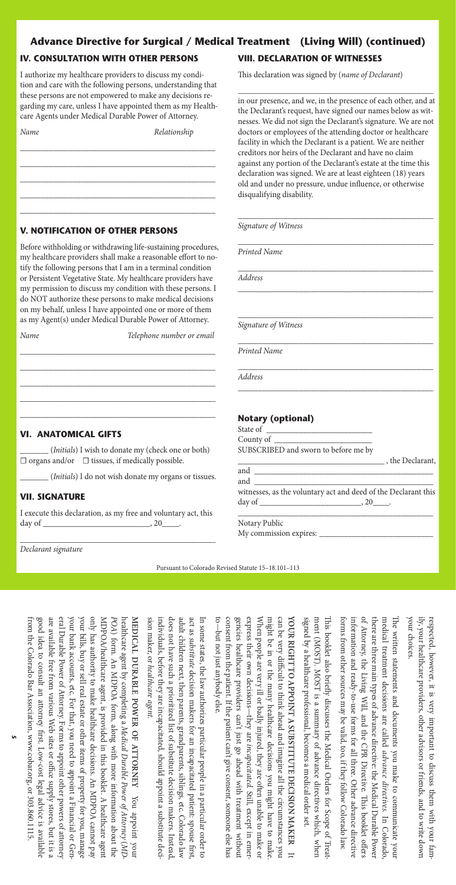## Advance Directive for Surgical / Medical Treatment (Living Will) (continued)

### IV. CONSULTATION WITH OTHER PERSONS

I authorize my healthcare providers to discuss my condition and care with the following persons, understanding that these persons are not empowered to make any decisions regarding my care, unless I have appointed them as my Healthcare Agents under Medical Durable Power of Attorney.

*Name* *Relationship*

\_\_\_\_\_\_\_\_\_\_\_\_\_\_\_\_\_\_\_\_\_\_\_\_\_\_\_\_\_\_\_\_\_\_\_\_\_\_\_\_\_\_\_\_

\_\_\_\_\_\_\_\_\_\_\_\_\_\_\_\_\_\_\_\_\_\_\_\_\_\_\_\_\_\_\_\_\_\_\_\_\_\_\_\_\_\_\_\_

\_\_\_\_\_\_\_\_\_\_\_\_\_\_\_\_\_\_\_\_\_\_\_\_\_\_\_\_\_\_\_\_\_\_\_\_\_\_\_\_\_\_\_\_

\_\_\_\_\_\_\_\_\_\_\_\_\_\_\_\_\_\_\_\_\_\_\_\_\_\_\_\_\_\_\_\_\_\_\_\_\_\_\_\_\_\_\_\_

\_\_\_\_\_\_\_\_\_\_\_\_\_\_\_\_\_\_\_\_\_\_\_\_\_\_\_\_\_\_\_\_\_\_\_\_\_\_\_\_\_\_\_\_

### V. NOTIFICATION OF OTHER PERSONS

Before withholding or withdrawing life-sustaining procedures, my healthcare providers shall make a reasonable effort to notify the following persons that I am in a terminal condition or Persistent Vegetative State. My healthcare providers have my permission to discuss my condition with these persons. I do NOT authorize these persons to make medical decisions on my behalf, unless I have appointed one or more of them as my Agent(s) under Medical Durable Power of Attorney.

*Name* *Telephone number or email*

\_\_\_\_\_\_\_\_\_\_\_\_\_\_\_\_\_\_\_\_\_\_\_\_\_\_\_\_\_\_\_\_\_\_\_\_\_\_\_\_\_\_\_\_

\_\_\_\_\_\_\_\_\_\_\_\_\_\_\_\_\_\_\_\_\_\_\_\_\_\_\_\_\_\_\_\_\_\_\_\_\_\_\_\_\_\_\_\_

\_\_\_\_\_\_\_\_\_\_\_\_\_\_\_\_\_\_\_\_\_\_\_\_\_\_\_\_\_\_\_\_\_\_\_\_\_\_\_\_\_\_\_\_

\_\_\_\_\_\_\_\_\_\_\_\_\_\_\_\_\_\_\_\_\_\_\_\_\_\_\_\_\_\_\_\_\_\_\_\_\_\_\_\_\_\_\_\_

\_\_\_\_\_\_\_\_\_\_\_\_\_\_\_\_\_\_\_\_\_\_\_\_\_\_\_\_\_\_\_\_\_\_\_\_\_\_\_\_\_\_\_\_

### VI. ANATOMICAL GIFTS

\_\_\_\_\_\_\_ (*Initials*) I wish to donate my (check one or both)
☐ organs and/or ☐ tissues, if medically possible.

\_\_\_\_\_\_\_ (*Initials*) I do not wish donate my organs or tissues.

### VII. SIGNATURE

I execute this declaration, as my free and voluntary act, this day of \_\_\_\_\_\_\_\_\_\_\_\_\_\_\_\_\_\_\_\_\_\_\_\_\_, 20\_\_\_\_.

\_\_\_\_\_\_\_\_\_\_\_\_\_\_\_\_\_\_\_\_\_\_\_\_\_\_\_\_\_\_\_\_\_\_\_\_\_\_\_\_\_\_\_\_

*Declarant signature*

### VIII. DECLARATION OF WITNESSES

This declaration was signed by (*name of Declarant*)

\_\_\_\_\_\_\_\_\_\_\_\_\_\_\_\_\_\_\_\_\_\_\_\_\_\_\_\_\_\_\_\_\_\_\_\_\_\_\_\_\_\_\_\_

in our presence, and we, in the presence of each other, and at the Declarant's request, have signed our names below as witnesses. We did not sign the Declarant's signature. We are not doctors or employees of the attending doctor or healthcare facility in which the Declarant is a patient. We are neither creditors nor heirs of the Declarant and have no claim against any portion of the Declarant's estate at the time this declaration was signed. We are at least eighteen (18) years old and under no pressure, undue influence, or otherwise disqualifying disability.

\_\_\_\_\_\_\_\_\_\_\_\_\_\_\_\_\_\_\_\_\_\_\_\_\_\_\_\_\_\_\_\_\_\_\_\_\_\_\_\_\_\_\_\_

*Signature of Witness*

\_\_\_\_\_\_\_\_\_\_\_\_\_\_\_\_\_\_\_\_\_\_\_\_\_\_\_\_\_\_\_\_\_\_\_\_\_\_\_\_\_\_\_\_

*Printed Name*

\_\_\_\_\_\_\_\_\_\_\_\_\_\_\_\_\_\_\_\_\_\_\_\_\_\_\_\_\_\_\_\_\_\_\_\_\_\_\_\_\_\_\_\_

*Address*

\_\_\_\_\_\_\_\_\_\_\_\_\_\_\_\_\_\_\_\_\_\_\_\_\_\_\_\_\_\_\_\_\_\_\_\_\_\_\_\_\_\_\_\_

\_\_\_\_\_\_\_\_\_\_\_\_\_\_\_\_\_\_\_\_\_\_\_\_\_\_\_\_\_\_\_\_\_\_\_\_\_\_\_\_\_\_\_\_

*Signature of Witness*

\_\_\_\_\_\_\_\_\_\_\_\_\_\_\_\_\_\_\_\_\_\_\_\_\_\_\_\_\_\_\_\_\_\_\_\_\_\_\_\_\_\_\_\_

*Printed Name*

\_\_\_\_\_\_\_\_\_\_\_\_\_\_\_\_\_\_\_\_\_\_\_\_\_\_\_\_\_\_\_\_\_\_\_\_\_\_\_\_\_\_\_\_

*Address*

\_\_\_\_\_\_\_\_\_\_\_\_\_\_\_\_\_\_\_\_\_\_\_\_\_\_\_\_\_\_\_\_\_\_\_\_\_\_\_\_\_\_\_\_

### Notary (optional)

State of \_\_\_\_\_\_\_\_\_\_\_\_\_\_\_\_\_\_\_\_\_\_\_\_\_\_

County of \_\_\_\_\_\_\_\_\_\_\_\_\_\_\_\_\_\_\_\_\_\_\_\_\_

SUBSCRIBED and sworn to before me by

\_\_\_\_\_\_\_\_\_\_\_\_\_\_\_\_\_\_\_\_\_\_\_\_\_\_\_\_\_\_\_\_\_\_\_\_, the Declarant,

and \_\_\_\_\_\_\_\_\_\_\_\_\_\_\_\_\_\_\_\_\_\_\_\_\_\_\_\_\_\_\_\_\_\_\_\_\_\_\_\_

and \_\_\_\_\_\_\_\_\_\_\_\_\_\_\_\_\_\_\_\_\_\_\_\_\_\_\_\_\_\_\_\_\_\_\_\_\_\_\_\_

witnesses, as the voluntary act and deed of the Declarant this day of \_\_\_\_\_\_\_\_\_\_\_\_\_\_\_\_\_\_\_\_\_\_\_\_\_, 20\_\_\_\_.

\_\_\_\_\_\_\_\_\_\_\_\_\_\_\_\_\_\_\_\_\_\_\_\_\_\_\_\_\_\_\_\_\_\_\_\_\_\_\_\_\_\_\_\_

Notary Public

My commission expires: \_\_\_\_\_\_\_\_\_\_\_\_\_\_\_\_\_\_\_\_\_\_\_\_\_\_

Pursuant to Colorado Revised Statute 15–18.101–113

---

respected, however, it is very important to discuss them with your family, your healthcare providers, other advisors or friends, and to write down your choices.

The written statements and documents you make to communicate your medical treatment decisions are called *advance directives*. In Colorado, there are three main types of advance directive: the Medical Durable Power of Attorney, the Living Will, and the CPR Directive. This booklet offers information and ready-to-use forms for all three. Other advance directive forms from other sources may be valid, too, if they follow Colorado law.

This booklet also briefly discusses the Medical Orders for Scope of Treatment (MOST). MOST is a summary of advance directives which, when signed by a healthcare professional, becomes a medical order set.

**YOUR RIGHT TO APPOINT A SUBSTITUTE DECISION MAKER** It can be very difficult to think ahead and imagine all the circumstances you might be in or the many healthcare decisions you might have to make. When people are very ill or badly injured, they are often unable to make or express their own decisions—they are *incapacitated*. Still, except in emergencies healthcare providers can't just go ahead with treatment without consent from the patient. If the patient can't give consent, someone else has to—but not just anybody else.

In some states, the law authorizes particular people in a particular order to act as *substitute* decision makers for an incapacitated patient: spouse first, adult children next, then parents, grandparents, siblings, etc. Colorado law does not have such a prioritized list of substitute decision makers. Instead, individuals, before they are incapacitated, should appoint a substitute decision maker, or *healthcare agent*.

**MEDICAL DURABLE POWER OF ATTORNEY** You appoint your healthcare agent by completing a *Medical Durable Power of Attorney (MDPOA)* form. An MDPOA form, along with more information about the MDPOA/healthcare agent, is provided in this booklet. A healthcare agent only has authority to make healthcare decisions. An MDPOA cannot pay your bills, buy or sell real estate or other items of property for you, manage your bank accounts, etc. For that, you need to appoint a Financial or General Durable Power of Attorney. Forms to appoint other powers of attorney are available free from various Web sites or office supply stores, but it is a good idea to consult an attorney first. Low-cost legal advice is available from the Colorado Bar Association, www.cobar.org, or 303.860.1115.